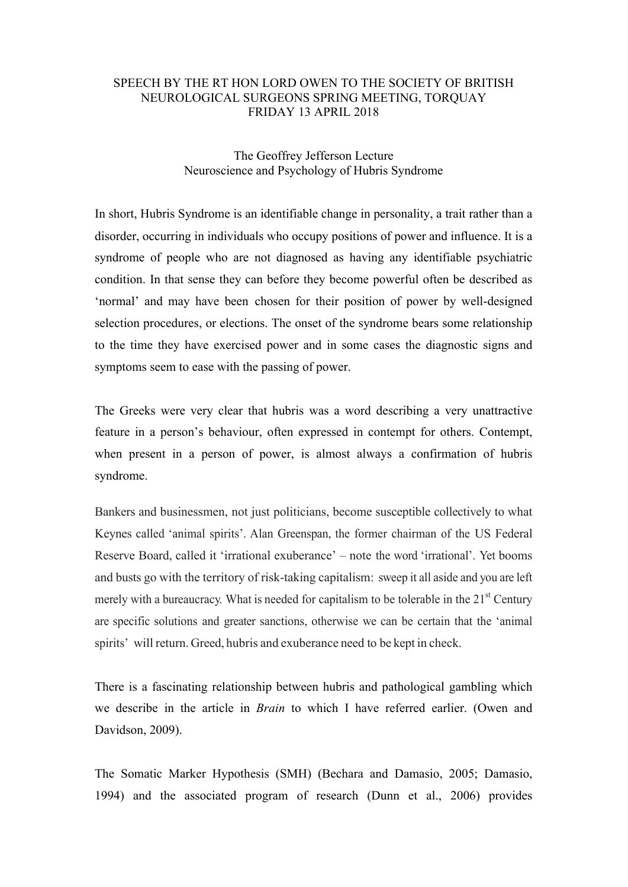SPEECH BY THE RT HON LORD OWEN TO THE SOCIETY OF BRITISH NEUROLOGICAL SURGEONS SPRING MEETING, TORQUAY
FRIDAY 13 APRIL 2018

# The Geoffrey Jefferson Lecture
## Neuroscience and Psychology of Hubris Syndrome

In short, Hubris Syndrome is an identifiable change in personality, a trait rather than a disorder, occurring in individuals who occupy positions of power and influence. It is a syndrome of people who are not diagnosed as having any identifiable psychiatric condition. In that sense they can before they become powerful often be described as 'normal' and may have been chosen for their position of power by well-designed selection procedures, or elections. The onset of the syndrome bears some relationship to the time they have exercised power and in some cases the diagnostic signs and symptoms seem to ease with the passing of power.

The Greeks were very clear that hubris was a word describing a very unattractive feature in a person's behaviour, often expressed in contempt for others. Contempt, when present in a person of power, is almost always a confirmation of hubris syndrome.

Bankers and businessmen, not just politicians, become susceptible collectively to what Keynes called 'animal spirits'. Alan Greenspan, the former chairman of the US Federal Reserve Board, called it 'irrational exuberance' – note the word 'irrational'. Yet booms and busts go with the territory of risk-taking capitalism: sweep it all aside and you are left merely with a bureaucracy. What is needed for capitalism to be tolerable in the 21st Century are specific solutions and greater sanctions, otherwise we can be certain that the 'animal spirits' will return. Greed, hubris and exuberance need to be kept in check.

There is a fascinating relationship between hubris and pathological gambling which we describe in the article in *Brain* to which I have referred earlier. (Owen and Davidson, 2009).

The Somatic Marker Hypothesis (SMH) (Bechara and Damasio, 2005; Damasio, 1994) and the associated program of research (Dunn et al., 2006) provides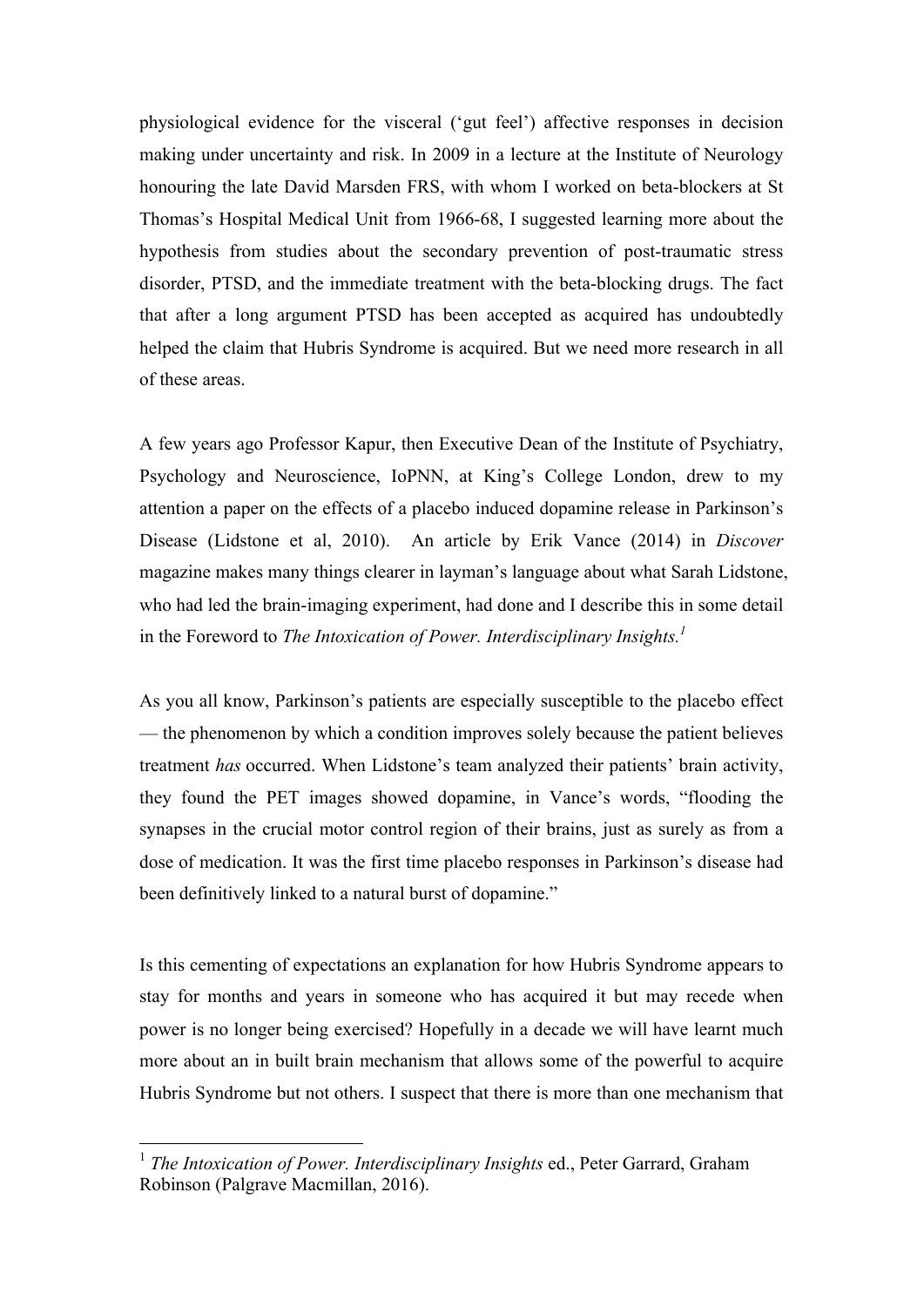physiological evidence for the visceral ('gut feel') affective responses in decision making under uncertainty and risk. In 2009 in a lecture at the Institute of Neurology honouring the late David Marsden FRS, with whom I worked on beta-blockers at St Thomas's Hospital Medical Unit from 1966-68, I suggested learning more about the hypothesis from studies about the secondary prevention of post-traumatic stress disorder, PTSD, and the immediate treatment with the beta-blocking drugs. The fact that after a long argument PTSD has been accepted as acquired has undoubtedly helped the claim that Hubris Syndrome is acquired. But we need more research in all of these areas.

A few years ago Professor Kapur, then Executive Dean of the Institute of Psychiatry, Psychology and Neuroscience, IoPNN, at King's College London, drew to my attention a paper on the effects of a placebo induced dopamine release in Parkinson's Disease (Lidstone et al, 2010). An article by Erik Vance (2014) in *Discover* magazine makes many things clearer in layman's language about what Sarah Lidstone, who had led the brain-imaging experiment, had done and I describe this in some detail in the Foreword to *The Intoxication of Power. Interdisciplinary Insights.*[1]

As you all know, Parkinson's patients are especially susceptible to the placebo effect — the phenomenon by which a condition improves solely because the patient believes treatment *has* occurred. When Lidstone's team analyzed their patients' brain activity, they found the PET images showed dopamine, in Vance's words, "flooding the synapses in the crucial motor control region of their brains, just as surely as from a dose of medication. It was the first time placebo responses in Parkinson's disease had been definitively linked to a natural burst of dopamine."

Is this cementing of expectations an explanation for how Hubris Syndrome appears to stay for months and years in someone who has acquired it but may recede when power is no longer being exercised? Hopefully in a decade we will have learnt much more about an in built brain mechanism that allows some of the powerful to acquire Hubris Syndrome but not others. I suspect that there is more than one mechanism that

[1] *The Intoxication of Power. Interdisciplinary Insights* ed., Peter Garrard, Graham Robinson (Palgrave Macmillan, 2016).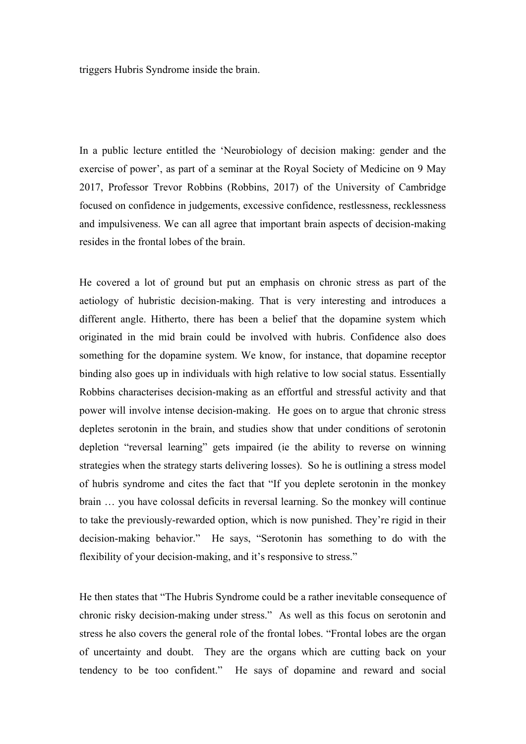triggers Hubris Syndrome inside the brain.

In a public lecture entitled the 'Neurobiology of decision making: gender and the exercise of power', as part of a seminar at the Royal Society of Medicine on 9 May 2017, Professor Trevor Robbins (Robbins, 2017) of the University of Cambridge focused on confidence in judgements, excessive confidence, restlessness, recklessness and impulsiveness. We can all agree that important brain aspects of decision-making resides in the frontal lobes of the brain.

He covered a lot of ground but put an emphasis on chronic stress as part of the aetiology of hubristic decision-making. That is very interesting and introduces a different angle. Hitherto, there has been a belief that the dopamine system which originated in the mid brain could be involved with hubris. Confidence also does something for the dopamine system. We know, for instance, that dopamine receptor binding also goes up in individuals with high relative to low social status. Essentially Robbins characterises decision-making as an effortful and stressful activity and that power will involve intense decision-making. He goes on to argue that chronic stress depletes serotonin in the brain, and studies show that under conditions of serotonin depletion "reversal learning" gets impaired (ie the ability to reverse on winning strategies when the strategy starts delivering losses). So he is outlining a stress model of hubris syndrome and cites the fact that "If you deplete serotonin in the monkey brain … you have colossal deficits in reversal learning. So the monkey will continue to take the previously-rewarded option, which is now punished. They're rigid in their decision-making behavior." He says, "Serotonin has something to do with the flexibility of your decision-making, and it's responsive to stress."

He then states that "The Hubris Syndrome could be a rather inevitable consequence of chronic risky decision-making under stress." As well as this focus on serotonin and stress he also covers the general role of the frontal lobes. "Frontal lobes are the organ of uncertainty and doubt. They are the organs which are cutting back on your tendency to be too confident." He says of dopamine and reward and social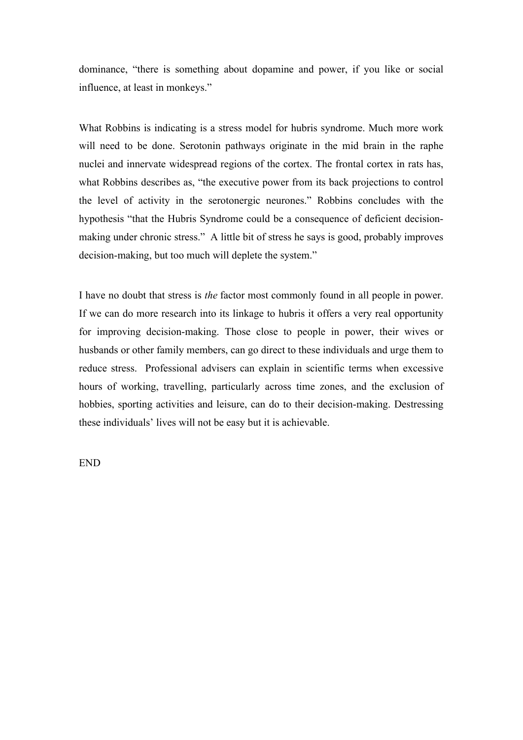dominance, "there is something about dopamine and power, if you like or social influence, at least in monkeys."

What Robbins is indicating is a stress model for hubris syndrome. Much more work will need to be done. Serotonin pathways originate in the mid brain in the raphe nuclei and innervate widespread regions of the cortex. The frontal cortex in rats has, what Robbins describes as, "the executive power from its back projections to control the level of activity in the serotonergic neurones." Robbins concludes with the hypothesis "that the Hubris Syndrome could be a consequence of deficient decision-making under chronic stress." A little bit of stress he says is good, probably improves decision-making, but too much will deplete the system."

I have no doubt that stress is *the* factor most commonly found in all people in power. If we can do more research into its linkage to hubris it offers a very real opportunity for improving decision-making. Those close to people in power, their wives or husbands or other family members, can go direct to these individuals and urge them to reduce stress. Professional advisers can explain in scientific terms when excessive hours of working, travelling, particularly across time zones, and the exclusion of hobbies, sporting activities and leisure, can do to their decision-making. Destressing these individuals' lives will not be easy but it is achievable.

END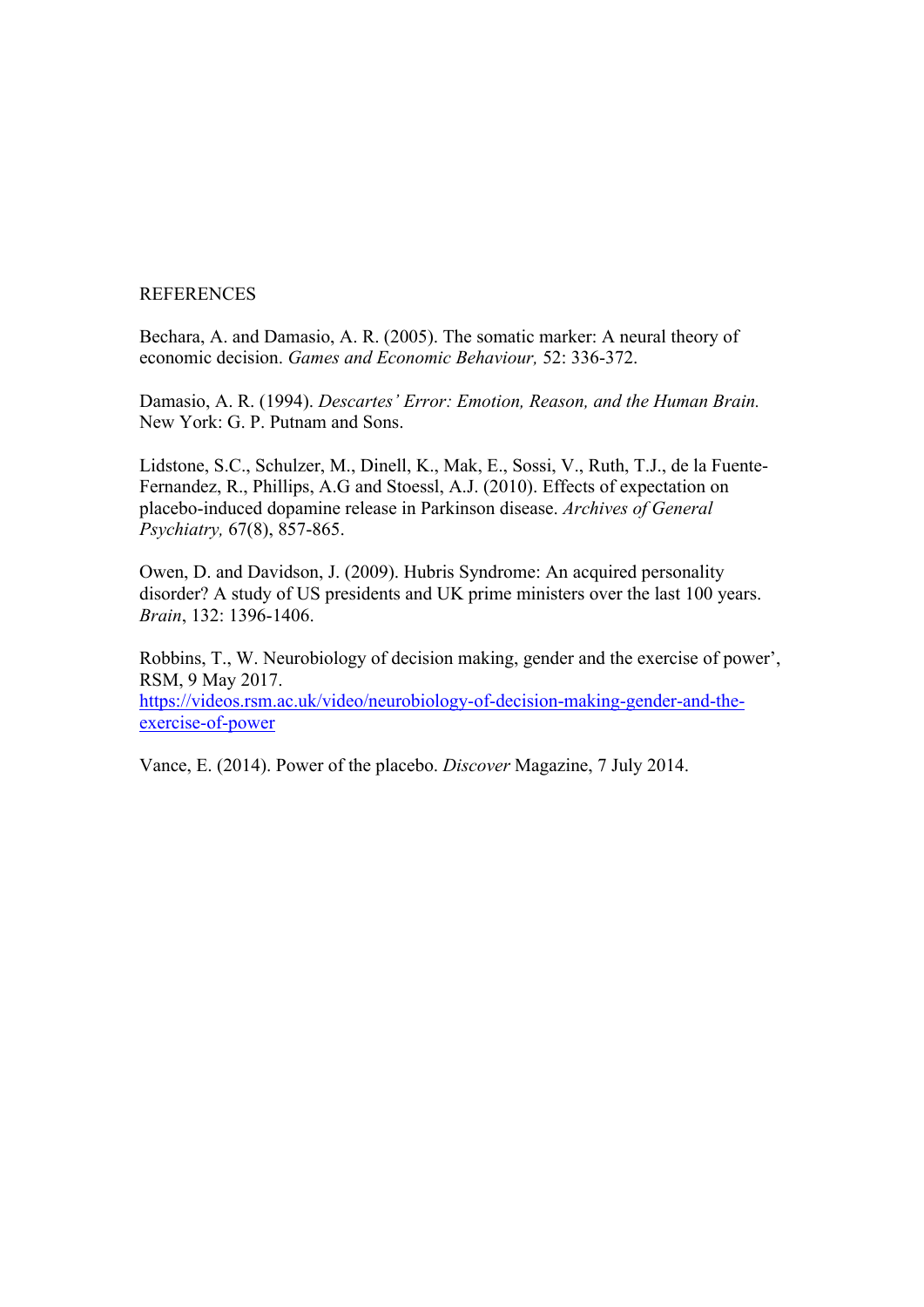REFERENCES

Bechara, A. and Damasio, A. R. (2005). The somatic marker: A neural theory of economic decision. *Games and Economic Behaviour,* 52: 336-372.

Damasio, A. R. (1994). *Descartes' Error: Emotion, Reason, and the Human Brain.* New York: G. P. Putnam and Sons.

Lidstone, S.C., Schulzer, M., Dinell, K., Mak, E., Sossi, V., Ruth, T.J., de la Fuente-Fernandez, R., Phillips, A.G and Stoessl, A.J. (2010). Effects of expectation on placebo-induced dopamine release in Parkinson disease. *Archives of General Psychiatry,* 67(8), 857-865.

Owen, D. and Davidson, J. (2009). Hubris Syndrome: An acquired personality disorder? A study of US presidents and UK prime ministers over the last 100 years. *Brain*, 132: 1396-1406.

Robbins, T., W. Neurobiology of decision making, gender and the exercise of power', RSM, 9 May 2017. [https://videos.rsm.ac.uk/video/neurobiology-of-decision-making-gender-and-the-exercise-of-power](https://videos.rsm.ac.uk/video/neurobiology-of-decision-making-gender-and-the-exercise-of-power)

Vance, E. (2014). Power of the placebo. *Discover* Magazine, 7 July 2014.